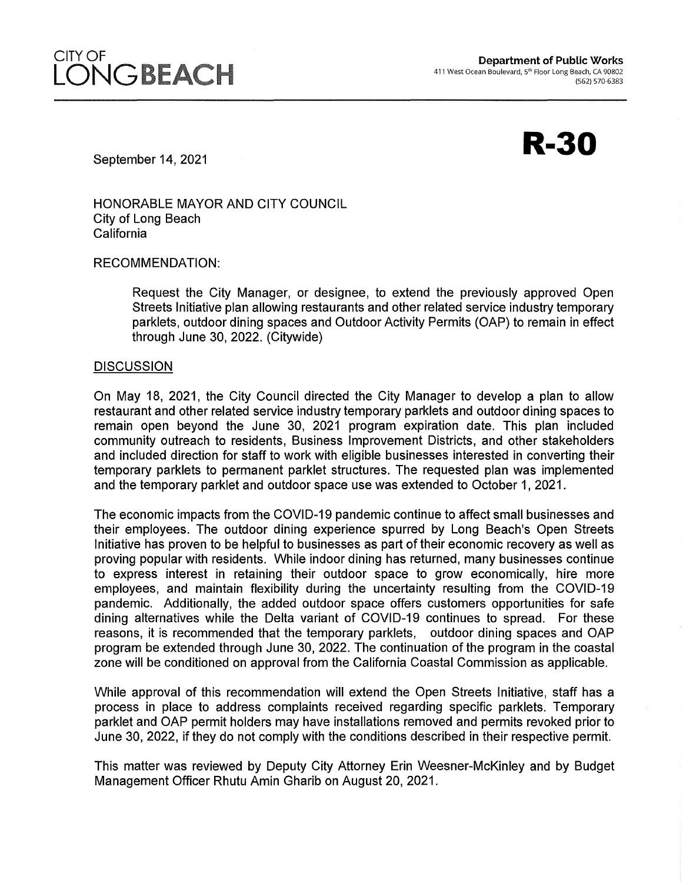CITY OF
LONGBEACH

**Department of Public Works**
411 West Ocean Boulevard, 5th Floor Long Beach, CA 90802
(562) 570-6383

# R-30

September 14, 2021

HONORABLE MAYOR AND CITY COUNCIL
City of Long Beach
California

RECOMMENDATION:

Request the City Manager, or designee, to extend the previously approved Open Streets Initiative plan allowing restaurants and other related service industry temporary parklets, outdoor dining spaces and Outdoor Activity Permits (OAP) to remain in effect through June 30, 2022. (Citywide)

DISCUSSION

On May 18, 2021, the City Council directed the City Manager to develop a plan to allow restaurant and other related service industry temporary parklets and outdoor dining spaces to remain open beyond the June 30, 2021 program expiration date. This plan included community outreach to residents, Business Improvement Districts, and other stakeholders and included direction for staff to work with eligible businesses interested in converting their temporary parklets to permanent parklet structures. The requested plan was implemented and the temporary parklet and outdoor space use was extended to October 1, 2021.

The economic impacts from the COVID-19 pandemic continue to affect small businesses and their employees. The outdoor dining experience spurred by Long Beach's Open Streets Initiative has proven to be helpful to businesses as part of their economic recovery as well as proving popular with residents. While indoor dining has returned, many businesses continue to express interest in retaining their outdoor space to grow economically, hire more employees, and maintain flexibility during the uncertainty resulting from the COVID-19 pandemic. Additionally, the added outdoor space offers customers opportunities for safe dining alternatives while the Delta variant of COVID-19 continues to spread. For these reasons, it is recommended that the temporary parklets, outdoor dining spaces and OAP program be extended through June 30, 2022. The continuation of the program in the coastal zone will be conditioned on approval from the California Coastal Commission as applicable.

While approval of this recommendation will extend the Open Streets Initiative, staff has a process in place to address complaints received regarding specific parklets. Temporary parklet and OAP permit holders may have installations removed and permits revoked prior to June 30, 2022, if they do not comply with the conditions described in their respective permit.

This matter was reviewed by Deputy City Attorney Erin Weesner-McKinley and by Budget Management Officer Rhutu Amin Gharib on August 20, 2021.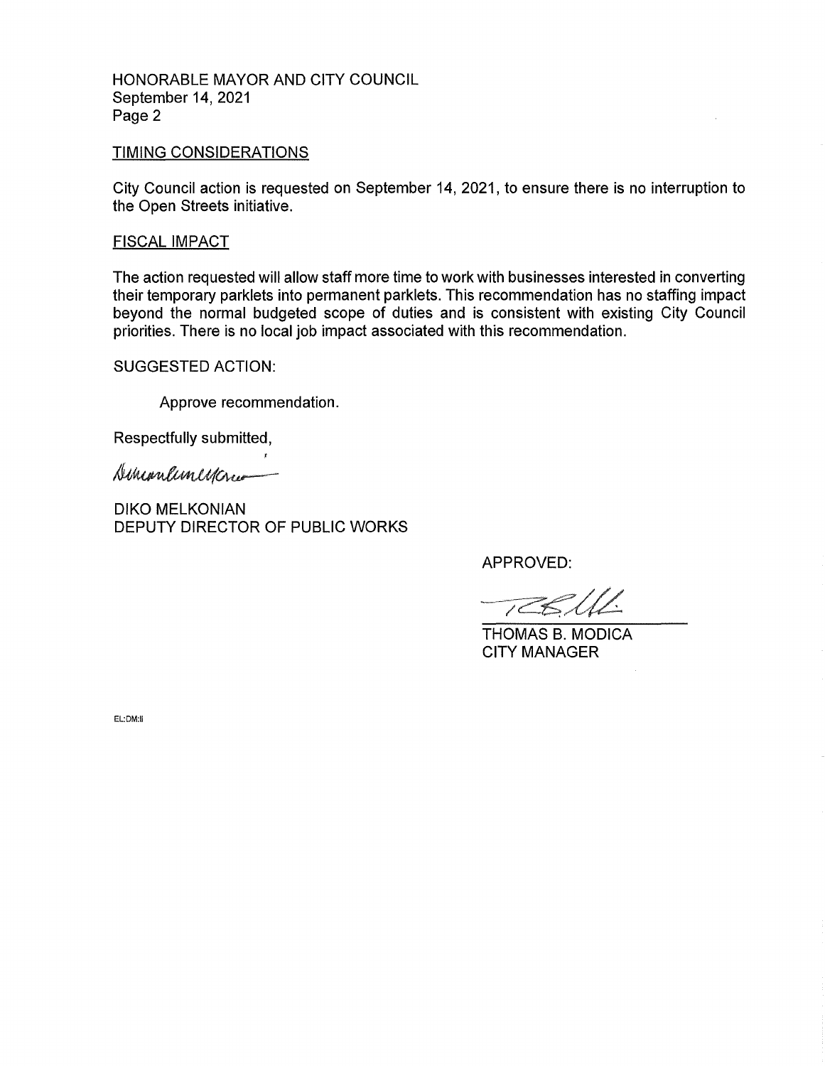HONORABLE MAYOR AND CITY COUNCIL
September 14, 2021
Page 2

## TIMING CONSIDERATIONS

City Council action is requested on September 14, 2021, to ensure there is no interruption to the Open Streets initiative.

## FISCAL IMPACT

The action requested will allow staff more time to work with businesses interested in converting their temporary parklets into permanent parklets. This recommendation has no staffing impact beyond the normal budgeted scope of duties and is consistent with existing City Council priorities. There is no local job impact associated with this recommendation.

SUGGESTED ACTION:

Approve recommendation.

Respectfully submitted,

DIKO MELKONIAN
DEPUTY DIRECTOR OF PUBLIC WORKS

APPROVED:

THOMAS B. MODICA
CITY MANAGER

EL:DM:ll